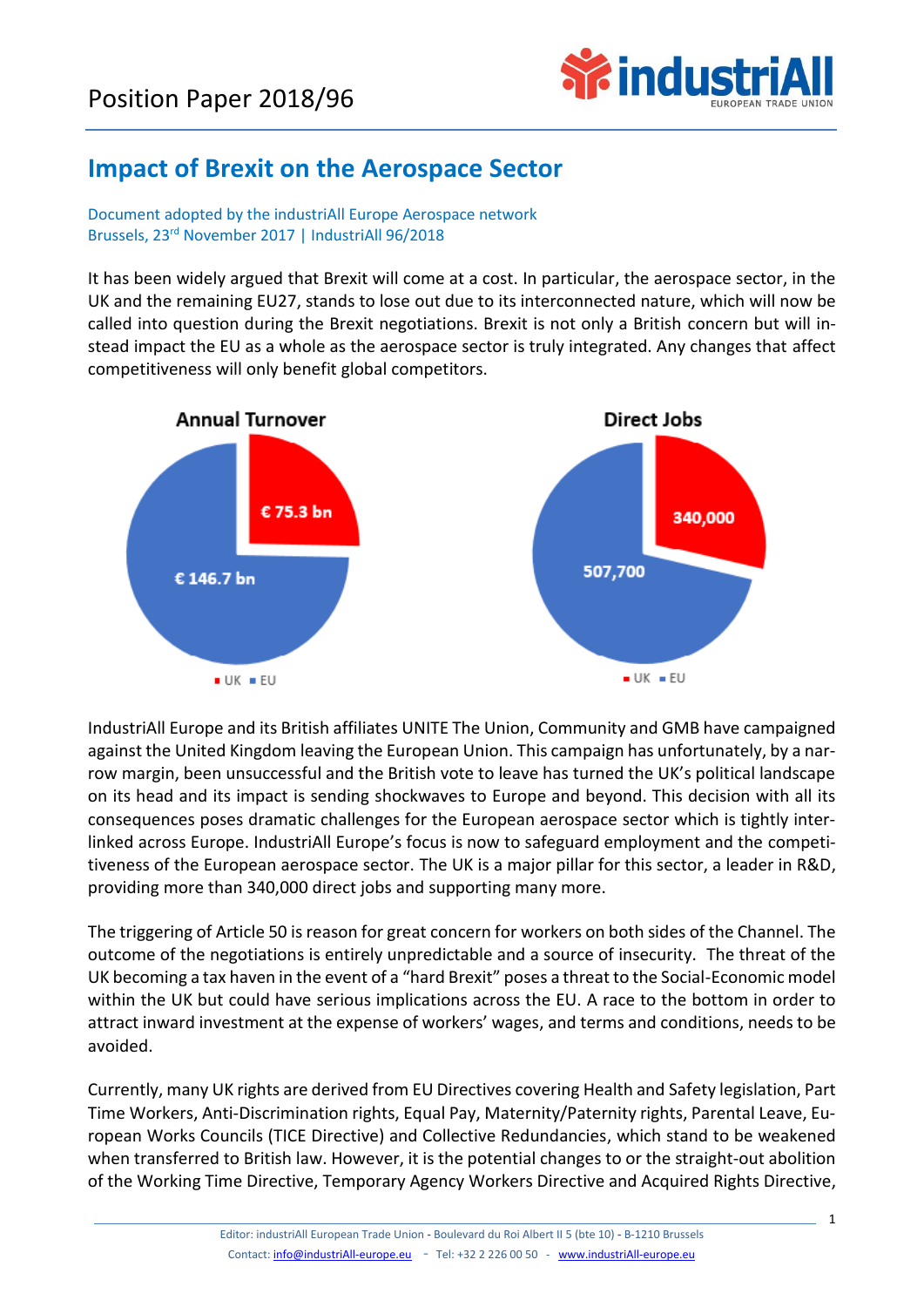# Position Paper 2018/96

## Impact of Brexit on the Aerospace Sector

Document adopted by the industriAll Europe Aerospace network
Brussels, 23rd November 2017 | IndustriAll 96/2018

It has been widely argued that Brexit will come at a cost. In particular, the aerospace sector, in the UK and the remaining EU27, stands to lose out due to its interconnected nature, which will now be called into question during the Brexit negotiations. Brexit is not only a British concern but will instead impact the EU as a whole as the aerospace sector is truly integrated. Any changes that affect competitiveness will only benefit global competitors.

**Annual Turnover**

| | Annual Turnover |
|---|---|
| UK | € 75.3 bn |
| EU | € 146.7 bn |

**Direct Jobs**

| | Direct Jobs |
|---|---|
| UK | 340,000 |
| EU | 507,700 |

IndustriAll Europe and its British affiliates UNITE The Union, Community and GMB have campaigned against the United Kingdom leaving the European Union. This campaign has unfortunately, by a narrow margin, been unsuccessful and the British vote to leave has turned the UK's political landscape on its head and its impact is sending shockwaves to Europe and beyond. This decision with all its consequences poses dramatic challenges for the European aerospace sector which is tightly interlinked across Europe. IndustriAll Europe's focus is now to safeguard employment and the competitiveness of the European aerospace sector. The UK is a major pillar for this sector, a leader in R&D, providing more than 340,000 direct jobs and supporting many more.

The triggering of Article 50 is reason for great concern for workers on both sides of the Channel. The outcome of the negotiations is entirely unpredictable and a source of insecurity. The threat of the UK becoming a tax haven in the event of a "hard Brexit" poses a threat to the Social-Economic model within the UK but could have serious implications across the EU. A race to the bottom in order to attract inward investment at the expense of workers' wages, and terms and conditions, needs to be avoided.

Currently, many UK rights are derived from EU Directives covering Health and Safety legislation, Part Time Workers, Anti-Discrimination rights, Equal Pay, Maternity/Paternity rights, Parental Leave, European Works Councils (TICE Directive) and Collective Redundancies, which stand to be weakened when transferred to British law. However, it is the potential changes to or the straight-out abolition of the Working Time Directive, Temporary Agency Workers Directive and Acquired Rights Directive,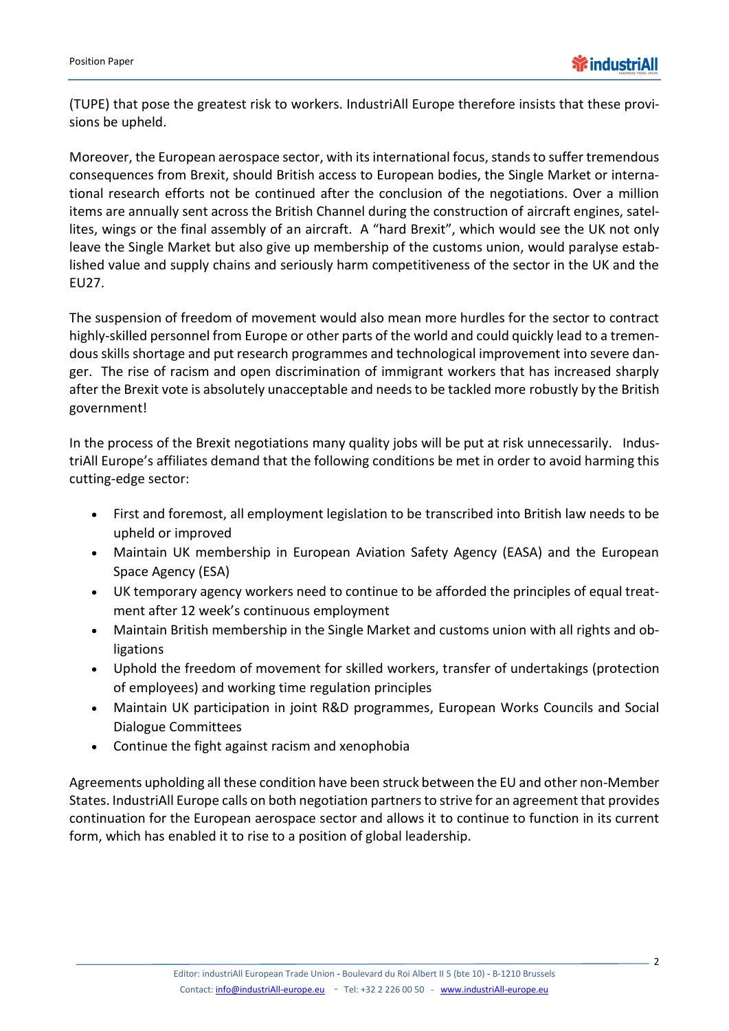(TUPE) that pose the greatest risk to workers. IndustriAll Europe therefore insists that these provisions be upheld.

Moreover, the European aerospace sector, with its international focus, stands to suffer tremendous consequences from Brexit, should British access to European bodies, the Single Market or international research efforts not be continued after the conclusion of the negotiations. Over a million items are annually sent across the British Channel during the construction of aircraft engines, satellites, wings or the final assembly of an aircraft. A "hard Brexit", which would see the UK not only leave the Single Market but also give up membership of the customs union, would paralyse established value and supply chains and seriously harm competitiveness of the sector in the UK and the EU27.

The suspension of freedom of movement would also mean more hurdles for the sector to contract highly-skilled personnel from Europe or other parts of the world and could quickly lead to a tremendous skills shortage and put research programmes and technological improvement into severe danger. The rise of racism and open discrimination of immigrant workers that has increased sharply after the Brexit vote is absolutely unacceptable and needs to be tackled more robustly by the British government!

In the process of the Brexit negotiations many quality jobs will be put at risk unnecessarily. IndustriAll Europe's affiliates demand that the following conditions be met in order to avoid harming this cutting-edge sector:

- First and foremost, all employment legislation to be transcribed into British law needs to be upheld or improved
- Maintain UK membership in European Aviation Safety Agency (EASA) and the European Space Agency (ESA)
- UK temporary agency workers need to continue to be afforded the principles of equal treatment after 12 week's continuous employment
- Maintain British membership in the Single Market and customs union with all rights and obligations
- Uphold the freedom of movement for skilled workers, transfer of undertakings (protection of employees) and working time regulation principles
- Maintain UK participation in joint R&D programmes, European Works Councils and Social Dialogue Committees
- Continue the fight against racism and xenophobia

Agreements upholding all these condition have been struck between the EU and other non-Member States. IndustriAll Europe calls on both negotiation partners to strive for an agreement that provides continuation for the European aerospace sector and allows it to continue to function in its current form, which has enabled it to rise to a position of global leadership.